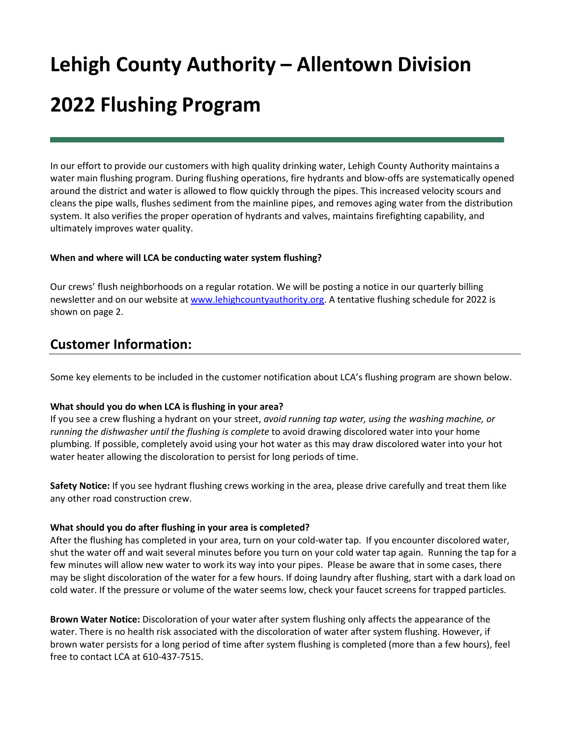# Lehigh County Authority – Allentown Division

# 2022 Flushing Program

In our effort to provide our customers with high quality drinking water, Lehigh County Authority maintains a water main flushing program. During flushing operations, fire hydrants and blow-offs are systematically opened around the district and water is allowed to flow quickly through the pipes. This increased velocity scours and cleans the pipe walls, flushes sediment from the mainline pipes, and removes aging water from the distribution system. It also verifies the proper operation of hydrants and valves, maintains firefighting capability, and ultimately improves water quality.

**When and where will LCA be conducting water system flushing?**

Our crews' flush neighborhoods on a regular rotation. We will be posting a notice in our quarterly billing newsletter and on our website at [www.lehighcountyauthority.org](http://www.lehighcountyauthority.org). A tentative flushing schedule for 2022 is shown on page 2.

## Customer Information:

Some key elements to be included in the customer notification about LCA's flushing program are shown below.

**What should you do when LCA is flushing in your area?**
If you see a crew flushing a hydrant on your street, *avoid running tap water, using the washing machine, or running the dishwasher until the flushing is complete* to avoid drawing discolored water into your home plumbing. If possible, completely avoid using your hot water as this may draw discolored water into your hot water heater allowing the discoloration to persist for long periods of time.

**Safety Notice:** If you see hydrant flushing crews working in the area, please drive carefully and treat them like any other road construction crew.

**What should you do after flushing in your area is completed?**
After the flushing has completed in your area, turn on your cold-water tap. If you encounter discolored water, shut the water off and wait several minutes before you turn on your cold water tap again. Running the tap for a few minutes will allow new water to work its way into your pipes. Please be aware that in some cases, there may be slight discoloration of the water for a few hours. If doing laundry after flushing, start with a dark load on cold water. If the pressure or volume of the water seems low, check your faucet screens for trapped particles.

**Brown Water Notice:** Discoloration of your water after system flushing only affects the appearance of the water. There is no health risk associated with the discoloration of water after system flushing. However, if brown water persists for a long period of time after system flushing is completed (more than a few hours), feel free to contact LCA at 610-437-7515.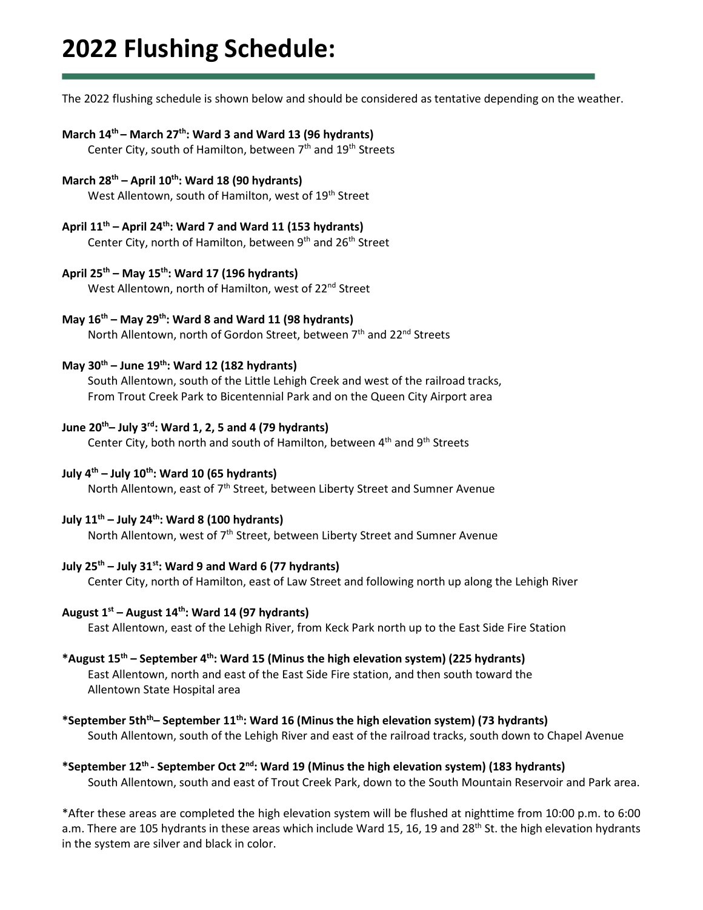# 2022 Flushing Schedule:

The 2022 flushing schedule is shown below and should be considered as tentative depending on the weather.

**March 14th – March 27th: Ward 3 and Ward 13 (96 hydrants)**
Center City, south of Hamilton, between 7th and 19th Streets

**March 28th – April 10th: Ward 18 (90 hydrants)**
West Allentown, south of Hamilton, west of 19th Street

**April 11th – April 24th: Ward 7 and Ward 11 (153 hydrants)**
Center City, north of Hamilton, between 9th and 26th Street

**April 25th – May 15th: Ward 17 (196 hydrants)**
West Allentown, north of Hamilton, west of 22nd Street

**May 16th – May 29th: Ward 8 and Ward 11 (98 hydrants)**
North Allentown, north of Gordon Street, between 7th and 22nd Streets

**May 30th – June 19th: Ward 12 (182 hydrants)**
South Allentown, south of the Little Lehigh Creek and west of the railroad tracks,
From Trout Creek Park to Bicentennial Park and on the Queen City Airport area

**June 20th– July 3rd: Ward 1, 2, 5 and 4 (79 hydrants)**
Center City, both north and south of Hamilton, between 4th and 9th Streets

**July 4th – July 10th: Ward 10 (65 hydrants)**
North Allentown, east of 7th Street, between Liberty Street and Sumner Avenue

**July 11th – July 24th: Ward 8 (100 hydrants)**
North Allentown, west of 7th Street, between Liberty Street and Sumner Avenue

**July 25th – July 31st: Ward 9 and Ward 6 (77 hydrants)**
Center City, north of Hamilton, east of Law Street and following north up along the Lehigh River

**August 1st – August 14th: Ward 14 (97 hydrants)**
East Allentown, east of the Lehigh River, from Keck Park north up to the East Side Fire Station

**\*August 15th – September 4th: Ward 15 (Minus the high elevation system) (225 hydrants)**
East Allentown, north and east of the East Side Fire station, and then south toward the Allentown State Hospital area

**\*September 5thth– September 11th: Ward 16 (Minus the high elevation system) (73 hydrants)**
South Allentown, south of the Lehigh River and east of the railroad tracks, south down to Chapel Avenue

**\*September 12th - September Oct 2nd: Ward 19 (Minus the high elevation system) (183 hydrants)**
South Allentown, south and east of Trout Creek Park, down to the South Mountain Reservoir and Park area.

\*After these areas are completed the high elevation system will be flushed at nighttime from 10:00 p.m. to 6:00 a.m. There are 105 hydrants in these areas which include Ward 15, 16, 19 and 28th St. the high elevation hydrants in the system are silver and black in color.